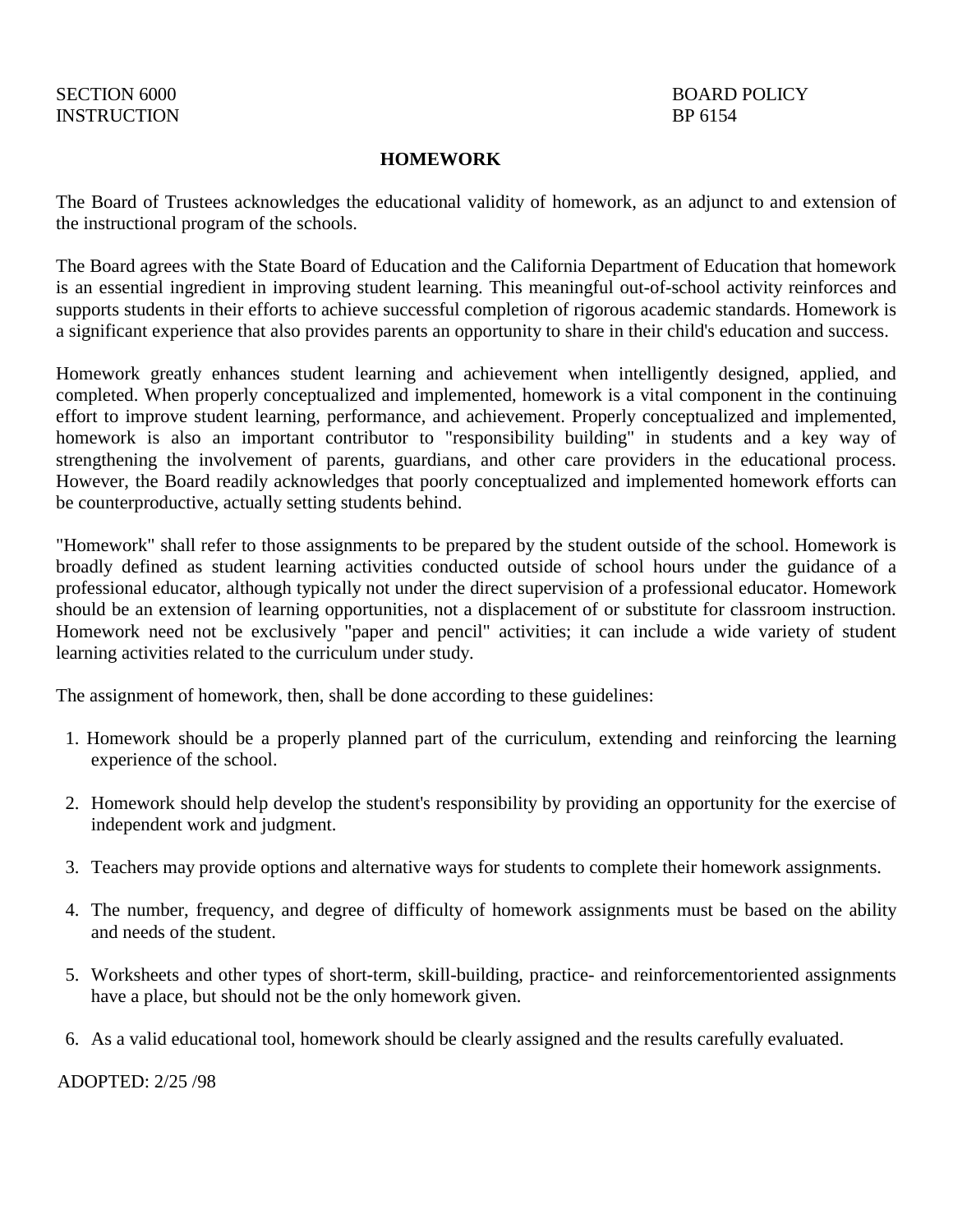SECTION 6000
INSTRUCTION

BOARD POLICY
BP 6154

# HOMEWORK

The Board of Trustees acknowledges the educational validity of homework, as an adjunct to and extension of the instructional program of the schools.

The Board agrees with the State Board of Education and the California Department of Education that homework is an essential ingredient in improving student learning. This meaningful out-of-school activity reinforces and supports students in their efforts to achieve successful completion of rigorous academic standards. Homework is a significant experience that also provides parents an opportunity to share in their child's education and success.

Homework greatly enhances student learning and achievement when intelligently designed, applied, and completed. When properly conceptualized and implemented, homework is a vital component in the continuing effort to improve student learning, performance, and achievement. Properly conceptualized and implemented, homework is also an important contributor to "responsibility building" in students and a key way of strengthening the involvement of parents, guardians, and other care providers in the educational process. However, the Board readily acknowledges that poorly conceptualized and implemented homework efforts can be counterproductive, actually setting students behind.

"Homework" shall refer to those assignments to be prepared by the student outside of the school. Homework is broadly defined as student learning activities conducted outside of school hours under the guidance of a professional educator, although typically not under the direct supervision of a professional educator. Homework should be an extension of learning opportunities, not a displacement of or substitute for classroom instruction. Homework need not be exclusively "paper and pencil" activities; it can include a wide variety of student learning activities related to the curriculum under study.

The assignment of homework, then, shall be done according to these guidelines:

1. Homework should be a properly planned part of the curriculum, extending and reinforcing the learning experience of the school.
2. Homework should help develop the student's responsibility by providing an opportunity for the exercise of independent work and judgment.
3. Teachers may provide options and alternative ways for students to complete their homework assignments.
4. The number, frequency, and degree of difficulty of homework assignments must be based on the ability and needs of the student.
5. Worksheets and other types of short-term, skill-building, practice- and reinforcementoriented assignments have a place, but should not be the only homework given.
6. As a valid educational tool, homework should be clearly assigned and the results carefully evaluated.

ADOPTED: 2/25 /98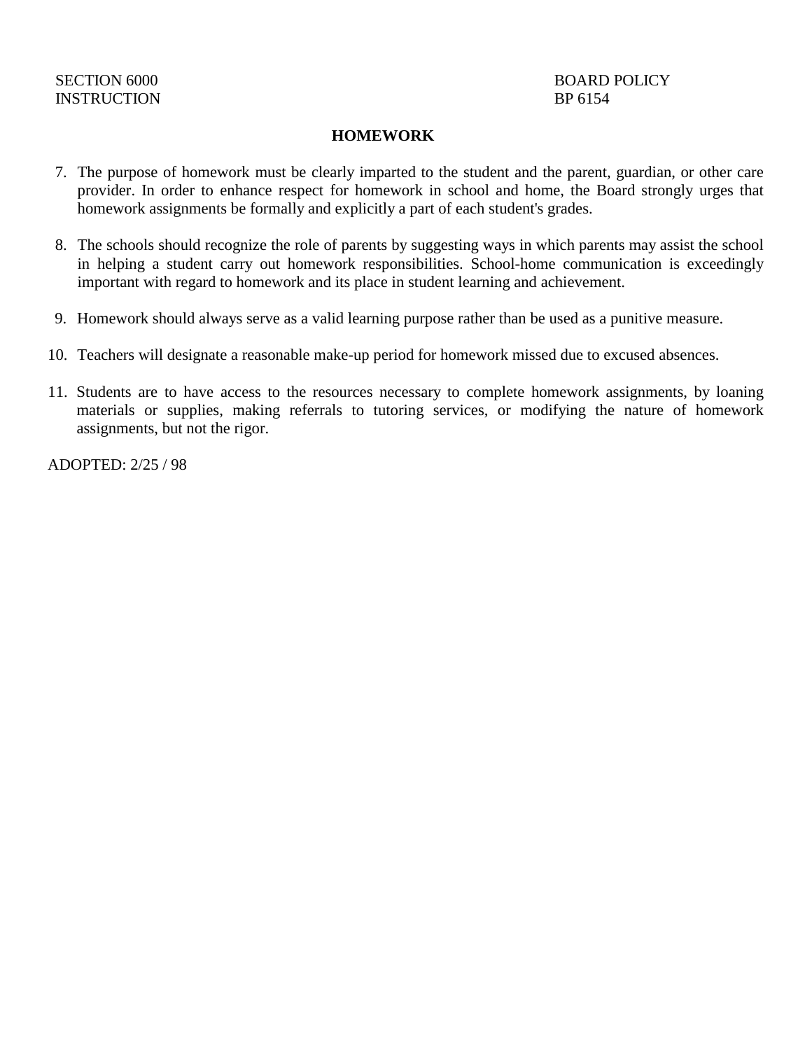SECTION 6000
INSTRUCTION

BOARD POLICY
BP 6154

**HOMEWORK**

7. The purpose of homework must be clearly imparted to the student and the parent, guardian, or other care provider. In order to enhance respect for homework in school and home, the Board strongly urges that homework assignments be formally and explicitly a part of each student's grades.

8. The schools should recognize the role of parents by suggesting ways in which parents may assist the school in helping a student carry out homework responsibilities. School-home communication is exceedingly important with regard to homework and its place in student learning and achievement.

9. Homework should always serve as a valid learning purpose rather than be used as a punitive measure.

10. Teachers will designate a reasonable make-up period for homework missed due to excused absences.

11. Students are to have access to the resources necessary to complete homework assignments, by loaning materials or supplies, making referrals to tutoring services, or modifying the nature of homework assignments, but not the rigor.

ADOPTED: 2/25 / 98